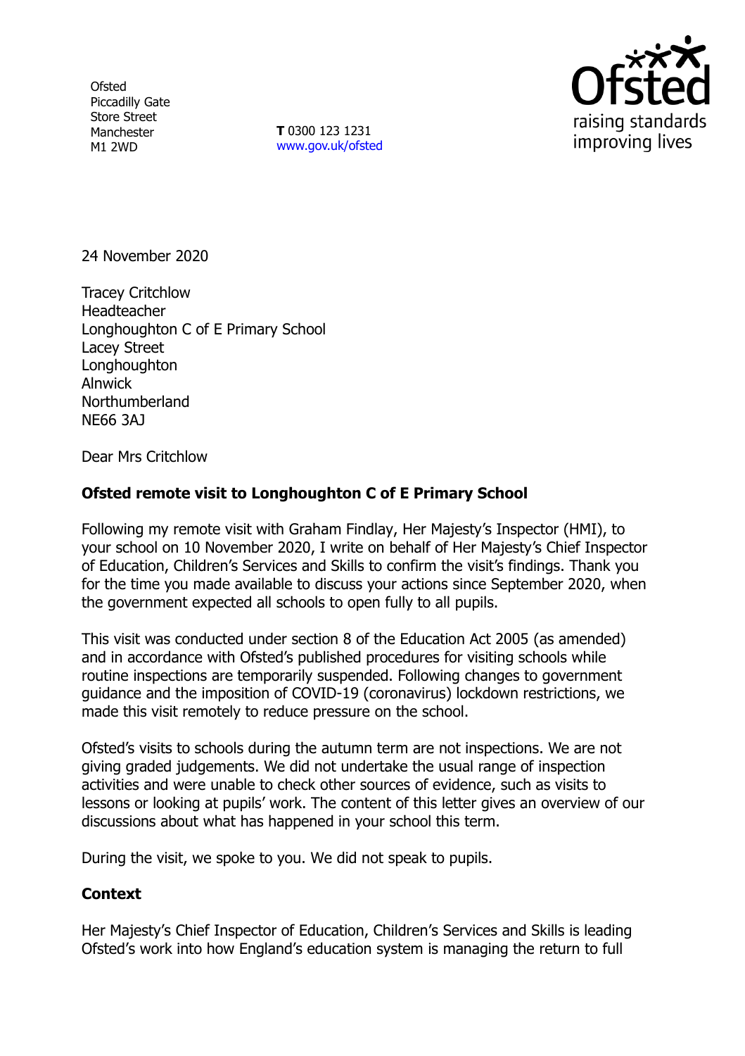Ofsted
Piccadilly Gate
Store Street
Manchester
M1 2WD

**T** 0300 123 1231
www.gov.uk/ofsted

24 November 2020

Tracey Critchlow
Headteacher
Longhoughton C of E Primary School
Lacey Street
Longhoughton
Alnwick
Northumberland
NE66 3AJ

Dear Mrs Critchlow

**Ofsted remote visit to Longhoughton C of E Primary School**

Following my remote visit with Graham Findlay, Her Majesty's Inspector (HMI), to your school on 10 November 2020, I write on behalf of Her Majesty's Chief Inspector of Education, Children's Services and Skills to confirm the visit's findings. Thank you for the time you made available to discuss your actions since September 2020, when the government expected all schools to open fully to all pupils.

This visit was conducted under section 8 of the Education Act 2005 (as amended) and in accordance with Ofsted's published procedures for visiting schools while routine inspections are temporarily suspended. Following changes to government guidance and the imposition of COVID-19 (coronavirus) lockdown restrictions, we made this visit remotely to reduce pressure on the school.

Ofsted's visits to schools during the autumn term are not inspections. We are not giving graded judgements. We did not undertake the usual range of inspection activities and were unable to check other sources of evidence, such as visits to lessons or looking at pupils' work. The content of this letter gives an overview of our discussions about what has happened in your school this term.

During the visit, we spoke to you. We did not speak to pupils.

**Context**

Her Majesty's Chief Inspector of Education, Children's Services and Skills is leading Ofsted's work into how England's education system is managing the return to full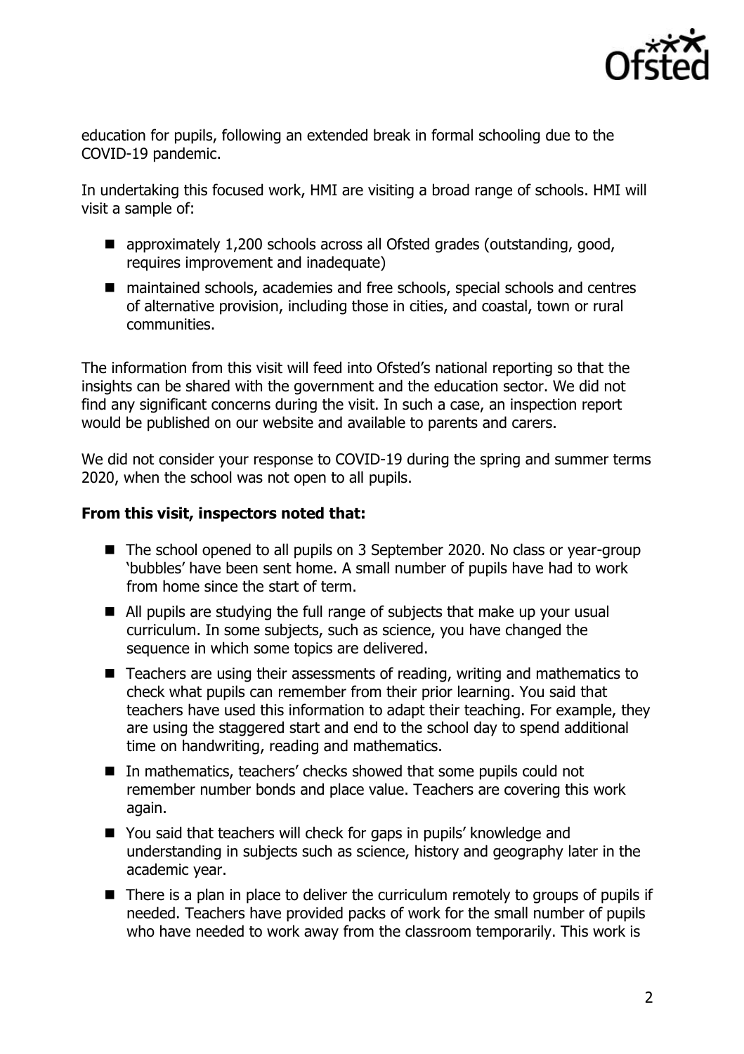education for pupils, following an extended break in formal schooling due to the COVID-19 pandemic.

In undertaking this focused work, HMI are visiting a broad range of schools. HMI will visit a sample of:

- approximately 1,200 schools across all Ofsted grades (outstanding, good, requires improvement and inadequate)
- maintained schools, academies and free schools, special schools and centres of alternative provision, including those in cities, and coastal, town or rural communities.

The information from this visit will feed into Ofsted's national reporting so that the insights can be shared with the government and the education sector. We did not find any significant concerns during the visit. In such a case, an inspection report would be published on our website and available to parents and carers.

We did not consider your response to COVID-19 during the spring and summer terms 2020, when the school was not open to all pupils.

**From this visit, inspectors noted that:**

- The school opened to all pupils on 3 September 2020. No class or year-group 'bubbles' have been sent home. A small number of pupils have had to work from home since the start of term.
- All pupils are studying the full range of subjects that make up your usual curriculum. In some subjects, such as science, you have changed the sequence in which some topics are delivered.
- Teachers are using their assessments of reading, writing and mathematics to check what pupils can remember from their prior learning. You said that teachers have used this information to adapt their teaching. For example, they are using the staggered start and end to the school day to spend additional time on handwriting, reading and mathematics.
- In mathematics, teachers' checks showed that some pupils could not remember number bonds and place value. Teachers are covering this work again.
- You said that teachers will check for gaps in pupils' knowledge and understanding in subjects such as science, history and geography later in the academic year.
- There is a plan in place to deliver the curriculum remotely to groups of pupils if needed. Teachers have provided packs of work for the small number of pupils who have needed to work away from the classroom temporarily. This work is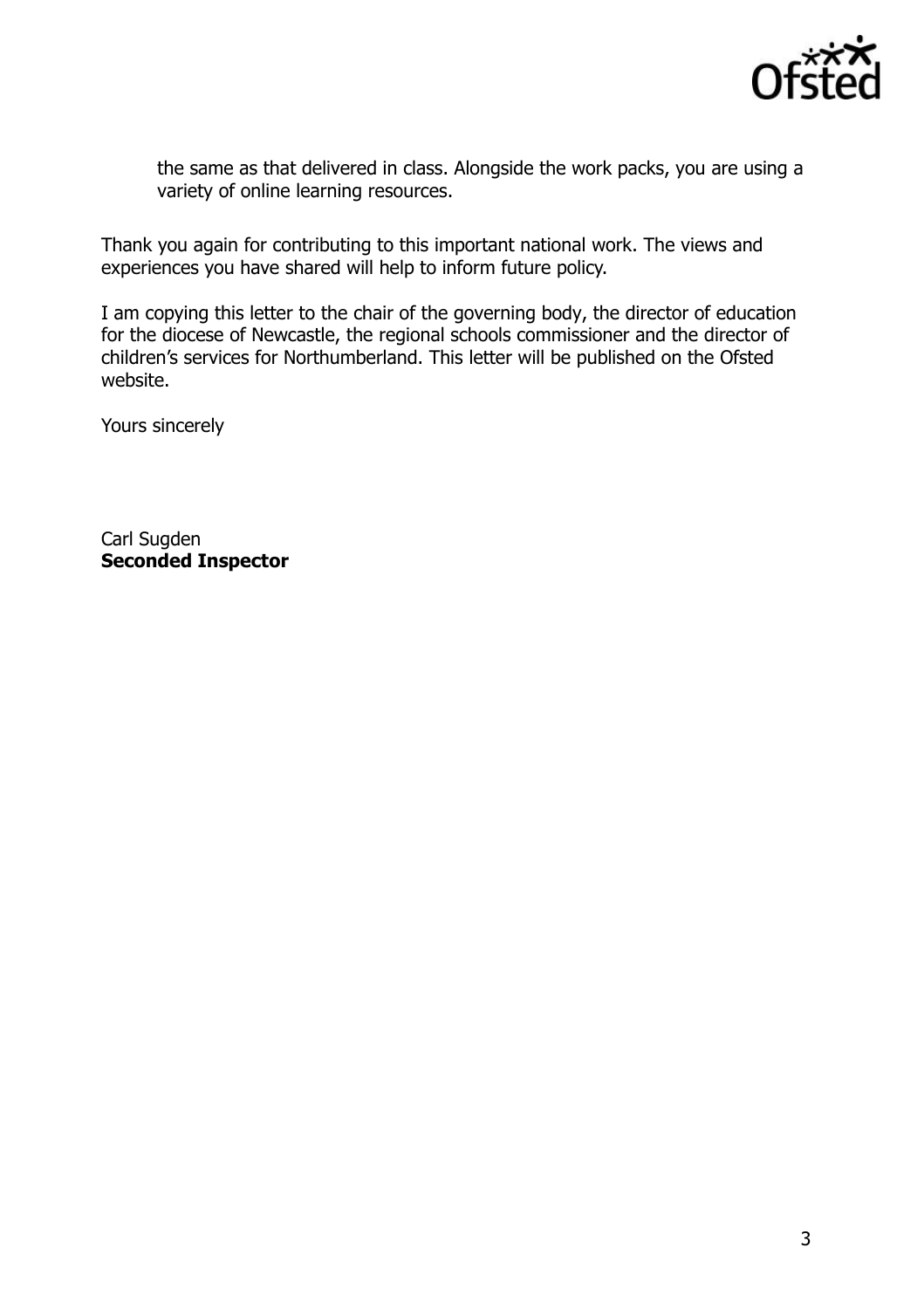the same as that delivered in class. Alongside the work packs, you are using a variety of online learning resources.

Thank you again for contributing to this important national work. The views and experiences you have shared will help to inform future policy.

I am copying this letter to the chair of the governing body, the director of education for the diocese of Newcastle, the regional schools commissioner and the director of children's services for Northumberland. This letter will be published on the Ofsted website.

Yours sincerely

Carl Sugden
**Seconded Inspector**